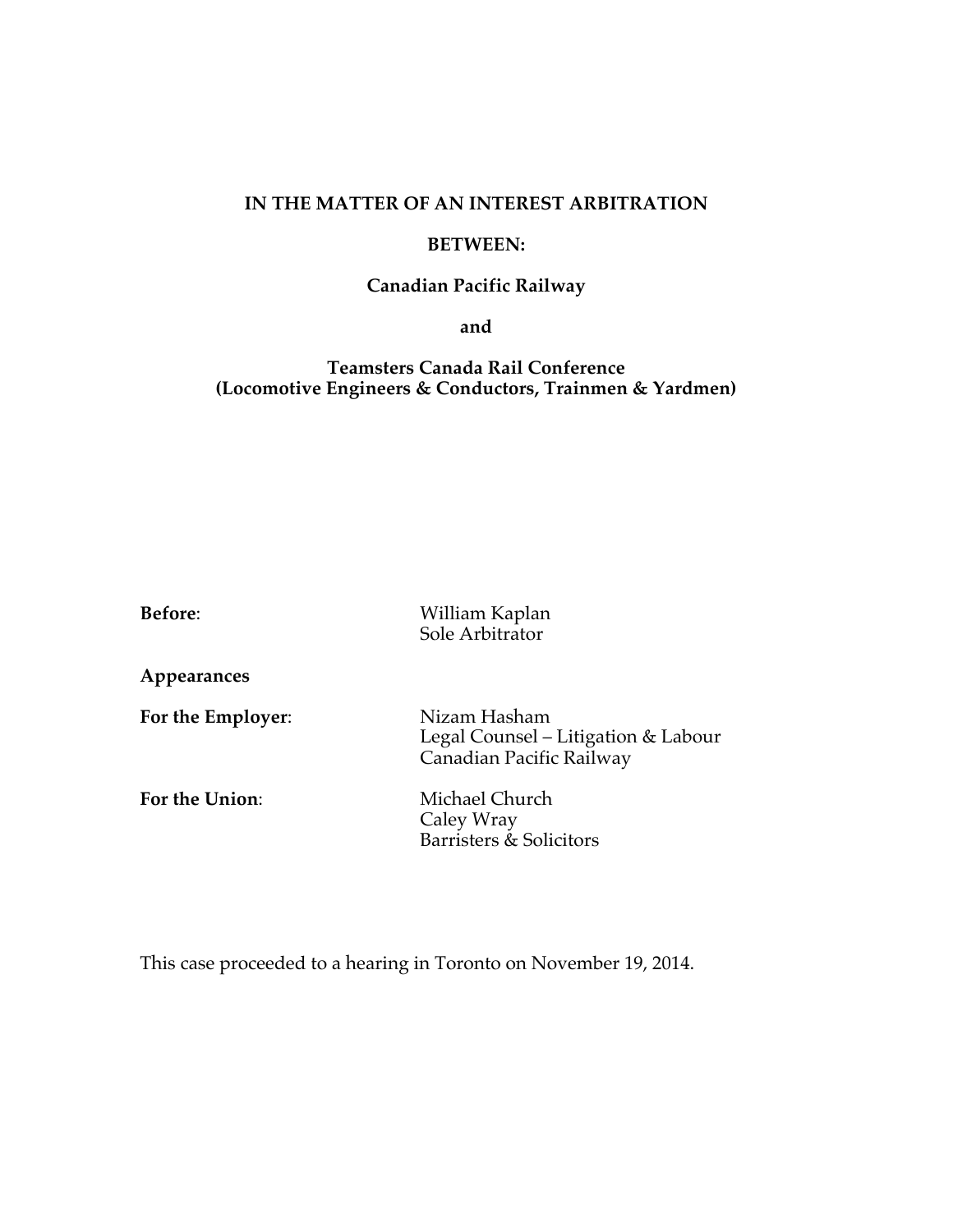**IN THE MATTER OF AN INTEREST ARBITRATION**

**BETWEEN:**

**Canadian Pacific Railway**

**and**

**Teamsters Canada Rail Conference**
**(Locomotive Engineers & Conductors, Trainmen & Yardmen)**

**Before**: William Kaplan
Sole Arbitrator

**Appearances**

**For the Employer**: Nizam Hasham
Legal Counsel – Litigation & Labour
Canadian Pacific Railway

**For the Union**: Michael Church
Caley Wray
Barristers & Solicitors

This case proceeded to a hearing in Toronto on November 19, 2014.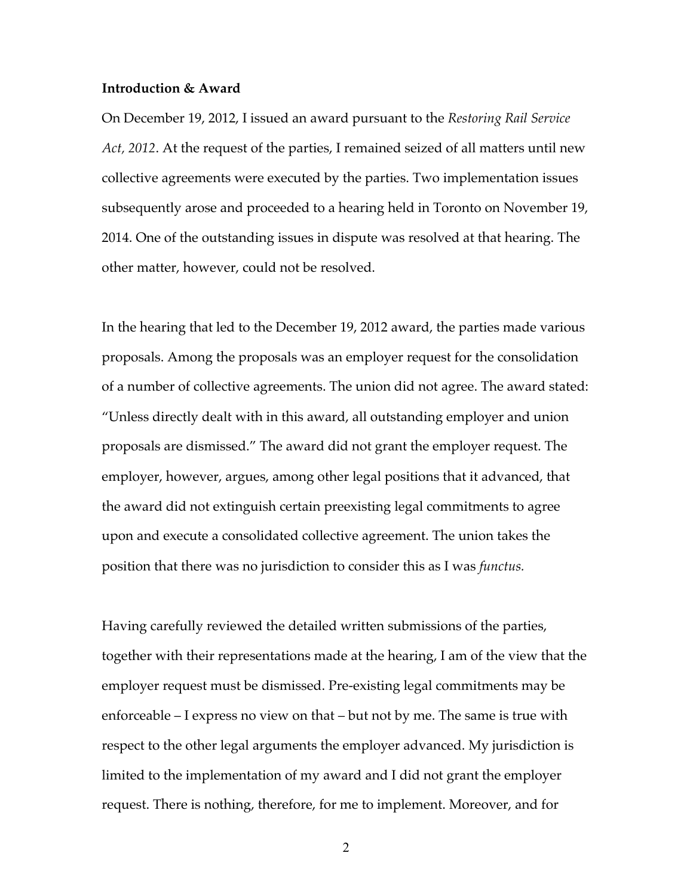**Introduction & Award**

On December 19, 2012, I issued an award pursuant to the *Restoring Rail Service Act, 2012*. At the request of the parties, I remained seized of all matters until new collective agreements were executed by the parties. Two implementation issues subsequently arose and proceeded to a hearing held in Toronto on November 19, 2014. One of the outstanding issues in dispute was resolved at that hearing. The other matter, however, could not be resolved.

In the hearing that led to the December 19, 2012 award, the parties made various proposals. Among the proposals was an employer request for the consolidation of a number of collective agreements. The union did not agree. The award stated: "Unless directly dealt with in this award, all outstanding employer and union proposals are dismissed." The award did not grant the employer request. The employer, however, argues, among other legal positions that it advanced, that the award did not extinguish certain preexisting legal commitments to agree upon and execute a consolidated collective agreement. The union takes the position that there was no jurisdiction to consider this as I was *functus.*

Having carefully reviewed the detailed written submissions of the parties, together with their representations made at the hearing, I am of the view that the employer request must be dismissed. Pre-existing legal commitments may be enforceable – I express no view on that – but not by me. The same is true with respect to the other legal arguments the employer advanced. My jurisdiction is limited to the implementation of my award and I did not grant the employer request. There is nothing, therefore, for me to implement. Moreover, and for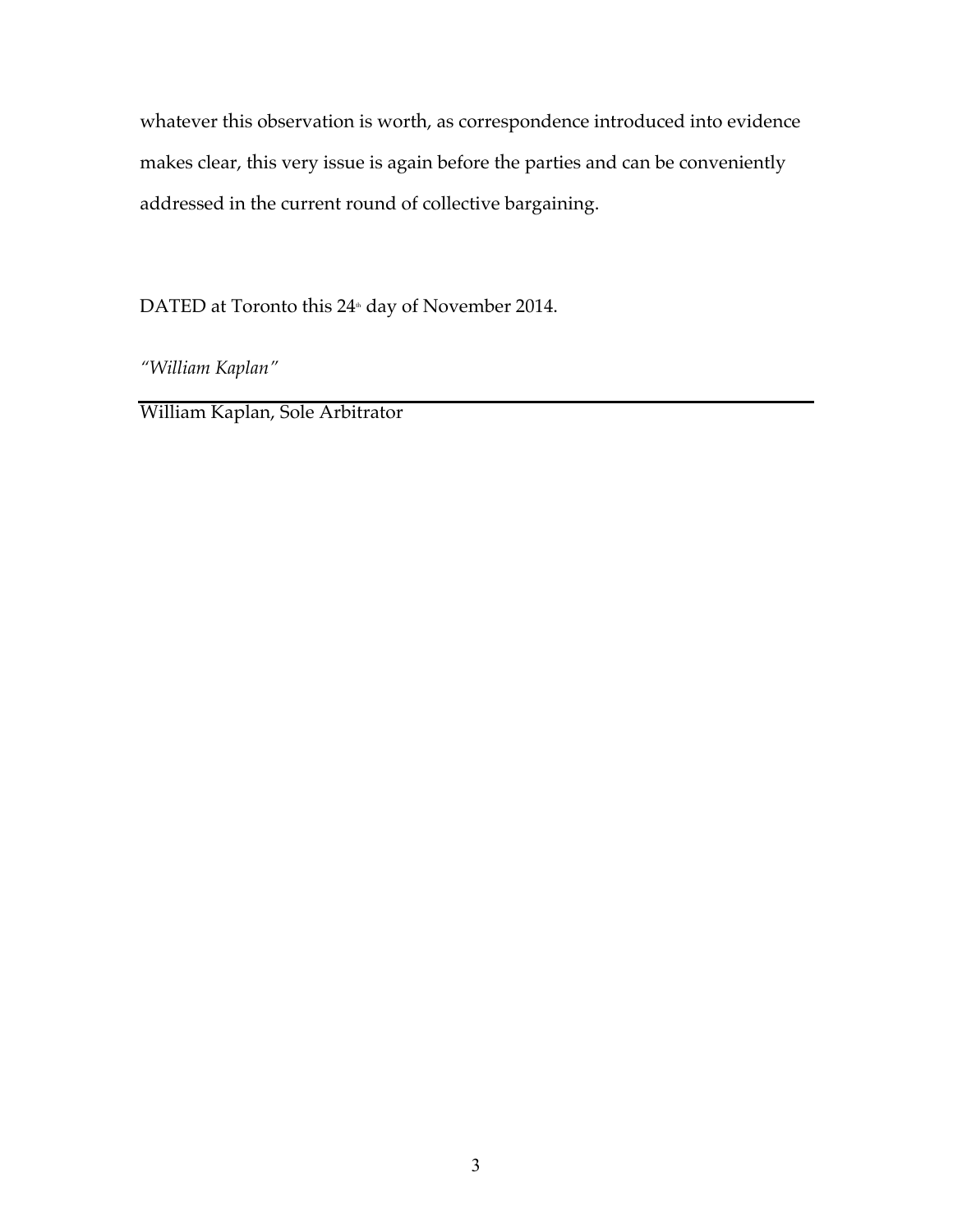whatever this observation is worth, as correspondence introduced into evidence makes clear, this very issue is again before the parties and can be conveniently addressed in the current round of collective bargaining.

DATED at Toronto this 24th day of November 2014.

*"William Kaplan"*

William Kaplan, Sole Arbitrator